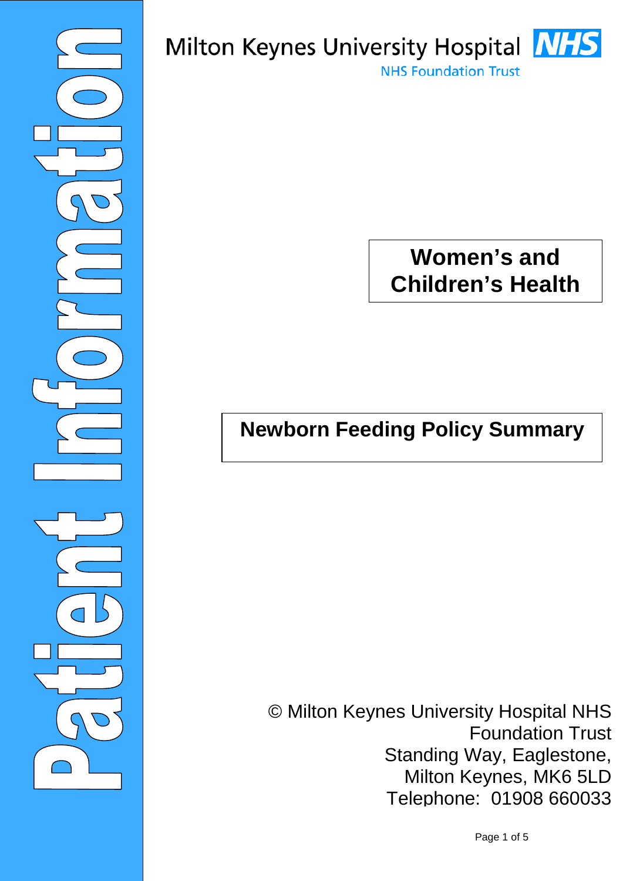Patient Information

Milton Keynes University Hospital NHS

NHS Foundation Trust

**Women's and Children's Health**

# Newborn Feeding Policy Summary

© Milton Keynes University Hospital NHS Foundation Trust
Standing Way, Eaglestone,
Milton Keynes, MK6 5LD
Telephone: 01908 660033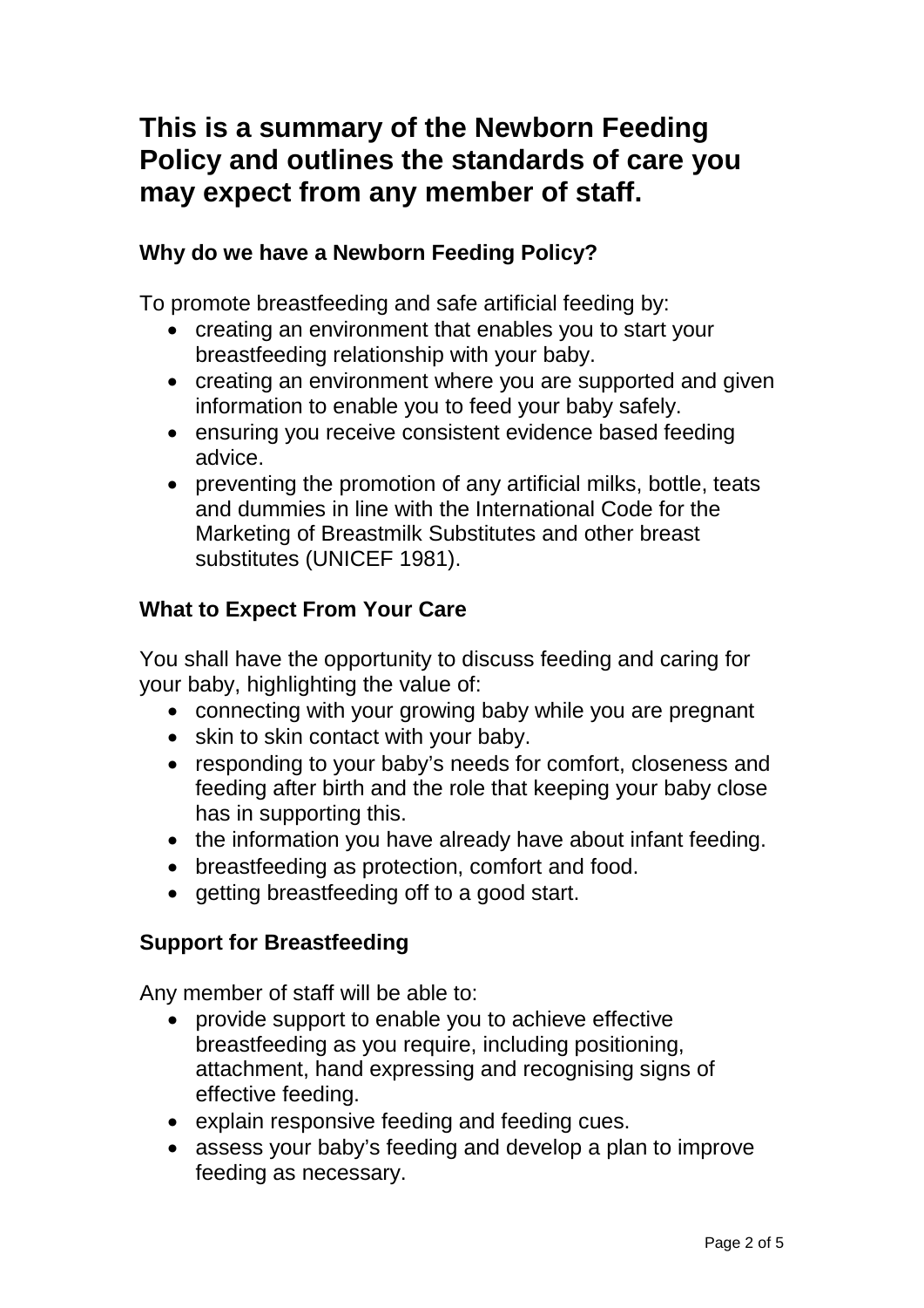# This is a summary of the Newborn Feeding Policy and outlines the standards of care you may expect from any member of staff.

## Why do we have a Newborn Feeding Policy?

To promote breastfeeding and safe artificial feeding by:

- creating an environment that enables you to start your breastfeeding relationship with your baby.
- creating an environment where you are supported and given information to enable you to feed your baby safely.
- ensuring you receive consistent evidence based feeding advice.
- preventing the promotion of any artificial milks, bottle, teats and dummies in line with the International Code for the Marketing of Breastmilk Substitutes and other breast substitutes (UNICEF 1981).

## What to Expect From Your Care

You shall have the opportunity to discuss feeding and caring for your baby, highlighting the value of:

- connecting with your growing baby while you are pregnant
- skin to skin contact with your baby.
- responding to your baby's needs for comfort, closeness and feeding after birth and the role that keeping your baby close has in supporting this.
- the information you have already have about infant feeding.
- breastfeeding as protection, comfort and food.
- getting breastfeeding off to a good start.

## Support for Breastfeeding

Any member of staff will be able to:

- provide support to enable you to achieve effective breastfeeding as you require, including positioning, attachment, hand expressing and recognising signs of effective feeding.
- explain responsive feeding and feeding cues.
- assess your baby's feeding and develop a plan to improve feeding as necessary.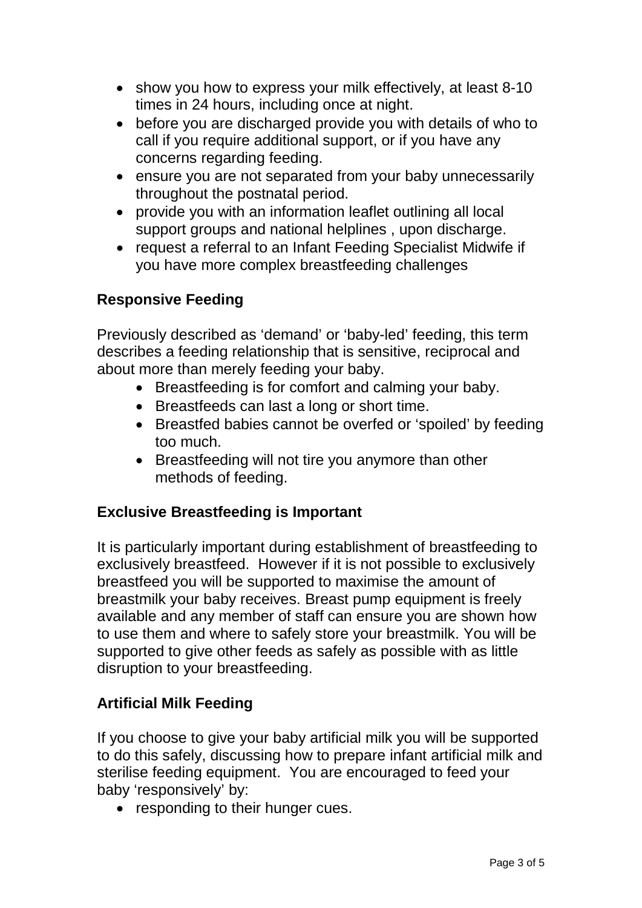- show you how to express your milk effectively, at least 8-10 times in 24 hours, including once at night.
- before you are discharged provide you with details of who to call if you require additional support, or if you have any concerns regarding feeding.
- ensure you are not separated from your baby unnecessarily throughout the postnatal period.
- provide you with an information leaflet outlining all local support groups and national helplines , upon discharge.
- request a referral to an Infant Feeding Specialist Midwife if you have more complex breastfeeding challenges

## Responsive Feeding

Previously described as 'demand' or 'baby-led' feeding, this term describes a feeding relationship that is sensitive, reciprocal and about more than merely feeding your baby.

- Breastfeeding is for comfort and calming your baby.
- Breastfeeds can last a long or short time.
- Breastfed babies cannot be overfed or 'spoiled' by feeding too much.
- Breastfeeding will not tire you anymore than other methods of feeding.

## Exclusive Breastfeeding is Important

It is particularly important during establishment of breastfeeding to exclusively breastfeed. However if it is not possible to exclusively breastfeed you will be supported to maximise the amount of breastmilk your baby receives. Breast pump equipment is freely available and any member of staff can ensure you are shown how to use them and where to safely store your breastmilk. You will be supported to give other feeds as safely as possible with as little disruption to your breastfeeding.

## Artificial Milk Feeding

If you choose to give your baby artificial milk you will be supported to do this safely, discussing how to prepare infant artificial milk and sterilise feeding equipment. You are encouraged to feed your baby 'responsively' by:

- responding to their hunger cues.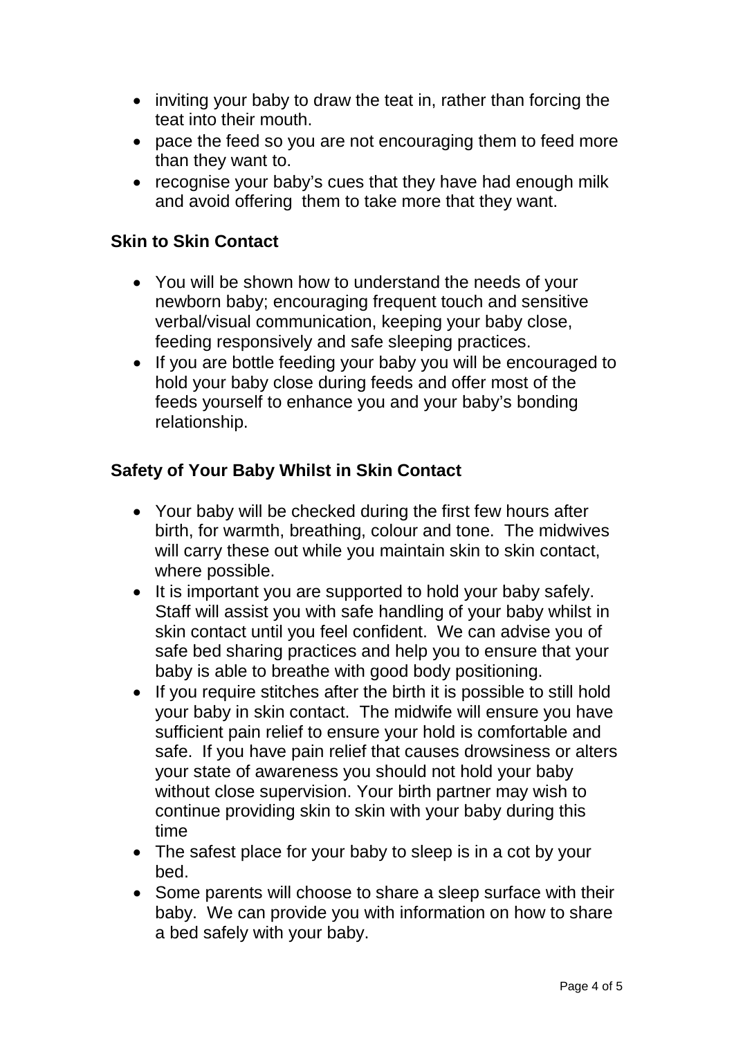- inviting your baby to draw the teat in, rather than forcing the teat into their mouth.
- pace the feed so you are not encouraging them to feed more than they want to.
- recognise your baby's cues that they have had enough milk and avoid offering them to take more that they want.

## Skin to Skin Contact

- You will be shown how to understand the needs of your newborn baby; encouraging frequent touch and sensitive verbal/visual communication, keeping your baby close, feeding responsively and safe sleeping practices.
- If you are bottle feeding your baby you will be encouraged to hold your baby close during feeds and offer most of the feeds yourself to enhance you and your baby's bonding relationship.

## Safety of Your Baby Whilst in Skin Contact

- Your baby will be checked during the first few hours after birth, for warmth, breathing, colour and tone. The midwives will carry these out while you maintain skin to skin contact, where possible.
- It is important you are supported to hold your baby safely. Staff will assist you with safe handling of your baby whilst in skin contact until you feel confident. We can advise you of safe bed sharing practices and help you to ensure that your baby is able to breathe with good body positioning.
- If you require stitches after the birth it is possible to still hold your baby in skin contact. The midwife will ensure you have sufficient pain relief to ensure your hold is comfortable and safe. If you have pain relief that causes drowsiness or alters your state of awareness you should not hold your baby without close supervision. Your birth partner may wish to continue providing skin to skin with your baby during this time
- The safest place for your baby to sleep is in a cot by your bed.
- Some parents will choose to share a sleep surface with their baby. We can provide you with information on how to share a bed safely with your baby.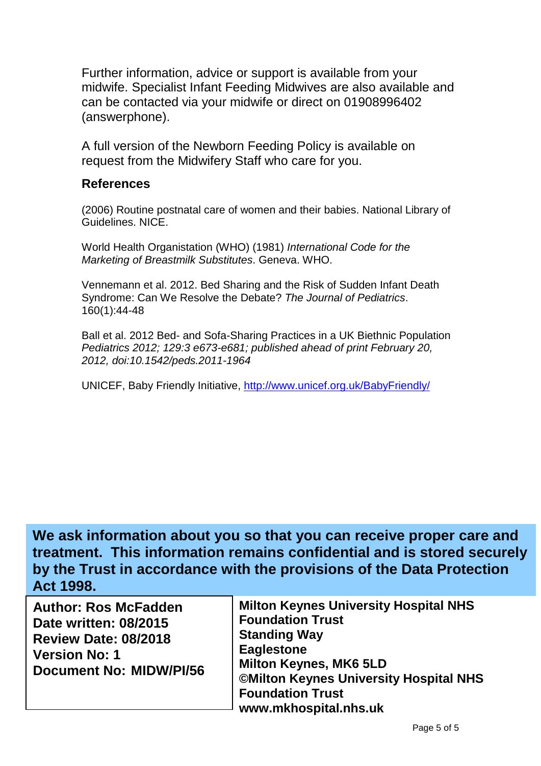Further information, advice or support is available from your midwife. Specialist Infant Feeding Midwives are also available and can be contacted via your midwife or direct on 01908996402 (answerphone).

A full version of the Newborn Feeding Policy is available on request from the Midwifery Staff who care for you.

### References

(2006) Routine postnatal care of women and their babies. National Library of Guidelines. NICE.

World Health Organistation (WHO) (1981) *International Code for the Marketing of Breastmilk Substitutes*. Geneva. WHO.

Vennemann et al. 2012. Bed Sharing and the Risk of Sudden Infant Death Syndrome: Can We Resolve the Debate? *The Journal of Pediatrics*. 160(1):44-48

Ball et al. 2012 Bed- and Sofa-Sharing Practices in a UK Biethnic Population *Pediatrics 2012; 129:3 e673-e681; published ahead of print February 20, 2012, doi:10.1542/peds.2011-1964*

UNICEF, Baby Friendly Initiative, [http://www.unicef.org.uk/BabyFriendly/](http://www.unicef.org.uk/BabyFriendly/)

**We ask information about you so that you can receive proper care and treatment. This information remains confidential and is stored securely by the Trust in accordance with the provisions of the Data Protection Act 1998.**

| | |
|---|---|
| **Author: Ros McFadden**<br>**Date written: 08/2015**<br>**Review Date: 08/2018**<br>**Version No: 1**<br>**Document No: MIDW/PI/56** | **Milton Keynes University Hospital NHS Foundation Trust**<br>**Standing Way**<br>**Eaglestone**<br>**Milton Keynes, MK6 5LD**<br>**©Milton Keynes University Hospital NHS Foundation Trust**<br>**www.mkhospital.nhs.uk** |